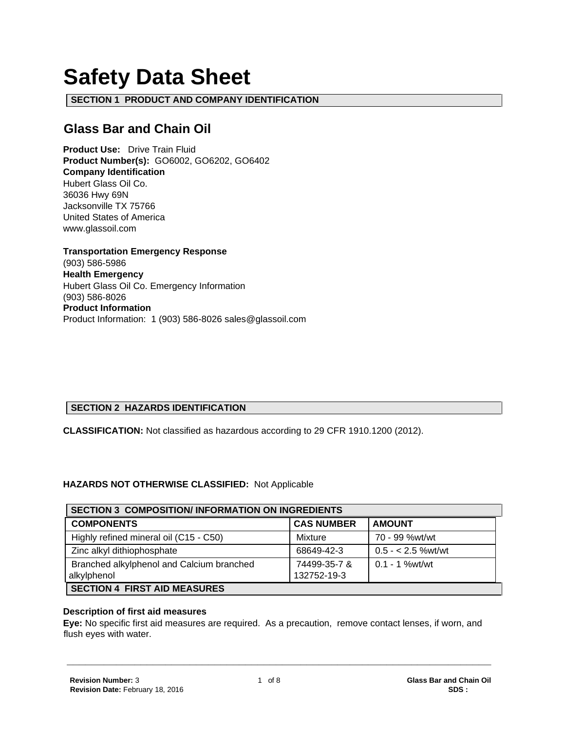# Safety Data Sheet

## SECTION 1 PRODUCT AND COMPANY IDENTIFICATION

### Glass Bar and Chain Oil

**Product Use:** Drive Train Fluid
**Product Number(s):** GO6002, GO6202, GO6402
**Company Identification**
Hubert Glass Oil Co.
36036 Hwy 69N
Jacksonville TX 75766
United States of America
www.glassoil.com

**Transportation Emergency Response**
(903) 586-5986
**Health Emergency**
Hubert Glass Oil Co. Emergency Information
(903) 586-8026
**Product Information**
Product Information: 1 (903) 586-8026 sales@glassoil.com

## SECTION 2 HAZARDS IDENTIFICATION

**CLASSIFICATION:** Not classified as hazardous according to 29 CFR 1910.1200 (2012).

**HAZARDS NOT OTHERWISE CLASSIFIED:** Not Applicable

## SECTION 3 COMPOSITION/ INFORMATION ON INGREDIENTS

| COMPONENTS | CAS NUMBER | AMOUNT |
|---|---|---|
| Highly refined mineral oil (C15 - C50) | Mixture | 70 - 99 %wt/wt |
| Zinc alkyl dithiophosphate | 68649-42-3 | 0.5 - < 2.5 %wt/wt |
| Branched alkylphenol and Calcium branched alkylphenol | 74499-35-7 & 132752-19-3 | 0.1 - 1 %wt/wt |

## SECTION 4 FIRST AID MEASURES

**Description of first aid measures**

**Eye:** No specific first aid measures are required. As a precaution, remove contact lenses, if worn, and flush eyes with water.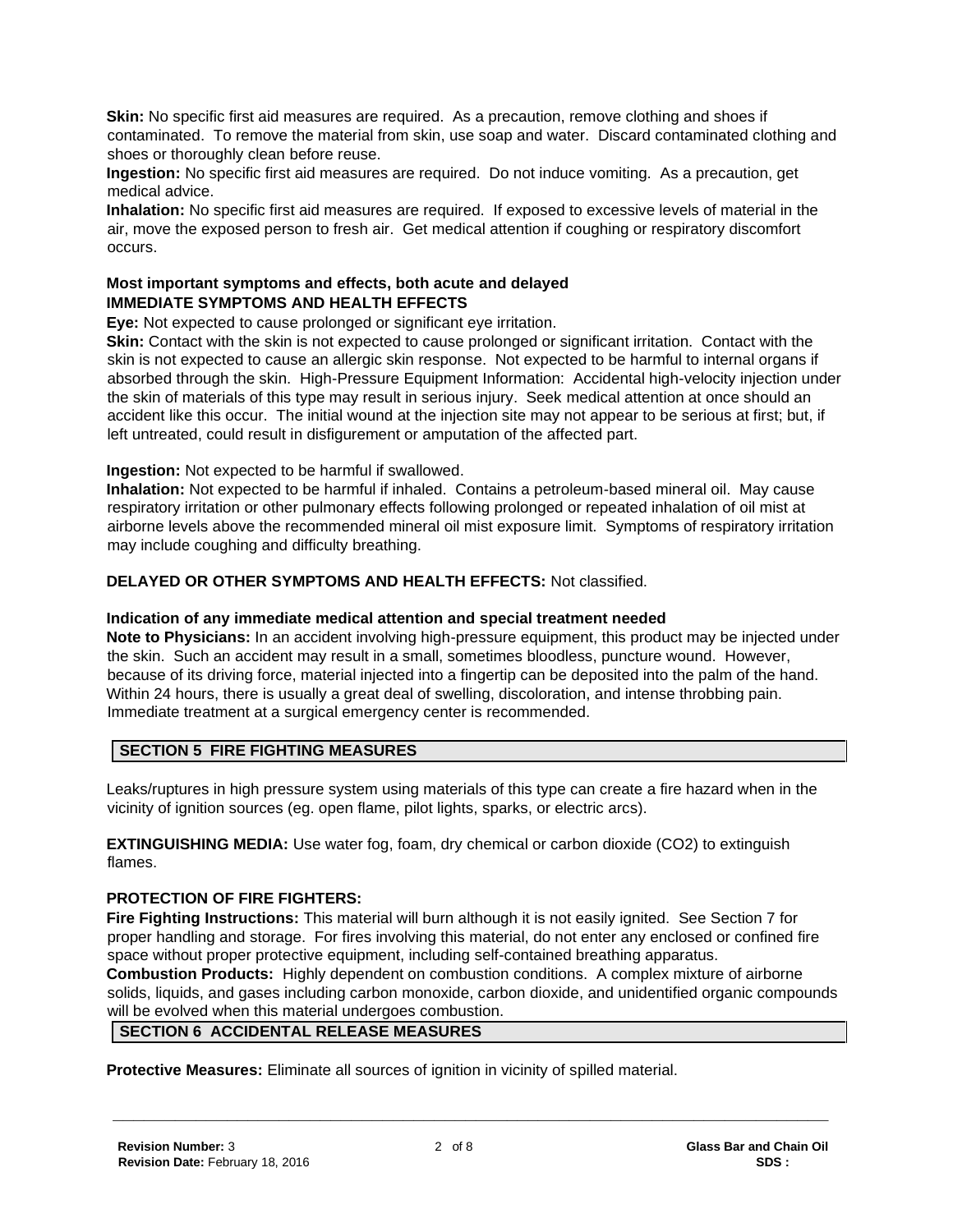**Skin:** No specific first aid measures are required. As a precaution, remove clothing and shoes if contaminated. To remove the material from skin, use soap and water. Discard contaminated clothing and shoes or thoroughly clean before reuse.

**Ingestion:** No specific first aid measures are required. Do not induce vomiting. As a precaution, get medical advice.

**Inhalation:** No specific first aid measures are required. If exposed to excessive levels of material in the air, move the exposed person to fresh air. Get medical attention if coughing or respiratory discomfort occurs.

**Most important symptoms and effects, both acute and delayed**

**IMMEDIATE SYMPTOMS AND HEALTH EFFECTS**

**Eye:** Not expected to cause prolonged or significant eye irritation.

**Skin:** Contact with the skin is not expected to cause prolonged or significant irritation. Contact with the skin is not expected to cause an allergic skin response. Not expected to be harmful to internal organs if absorbed through the skin. High-Pressure Equipment Information: Accidental high-velocity injection under the skin of materials of this type may result in serious injury. Seek medical attention at once should an accident like this occur. The initial wound at the injection site may not appear to be serious at first; but, if left untreated, could result in disfigurement or amputation of the affected part.

**Ingestion:** Not expected to be harmful if swallowed.

**Inhalation:** Not expected to be harmful if inhaled. Contains a petroleum-based mineral oil. May cause respiratory irritation or other pulmonary effects following prolonged or repeated inhalation of oil mist at airborne levels above the recommended mineral oil mist exposure limit. Symptoms of respiratory irritation may include coughing and difficulty breathing.

**DELAYED OR OTHER SYMPTOMS AND HEALTH EFFECTS:** Not classified.

**Indication of any immediate medical attention and special treatment needed**

**Note to Physicians:** In an accident involving high-pressure equipment, this product may be injected under the skin. Such an accident may result in a small, sometimes bloodless, puncture wound. However, because of its driving force, material injected into a fingertip can be deposited into the palm of the hand. Within 24 hours, there is usually a great deal of swelling, discoloration, and intense throbbing pain. Immediate treatment at a surgical emergency center is recommended.

## SECTION 5 FIRE FIGHTING MEASURES

Leaks/ruptures in high pressure system using materials of this type can create a fire hazard when in the vicinity of ignition sources (eg. open flame, pilot lights, sparks, or electric arcs).

**EXTINGUISHING MEDIA:** Use water fog, foam, dry chemical or carbon dioxide ($CO_2$) to extinguish flames.

**PROTECTION OF FIRE FIGHTERS:**

**Fire Fighting Instructions:** This material will burn although it is not easily ignited. See Section 7 for proper handling and storage. For fires involving this material, do not enter any enclosed or confined fire space without proper protective equipment, including self-contained breathing apparatus.

**Combustion Products:** Highly dependent on combustion conditions. A complex mixture of airborne solids, liquids, and gases including carbon monoxide, carbon dioxide, and unidentified organic compounds will be evolved when this material undergoes combustion.

## SECTION 6 ACCIDENTAL RELEASE MEASURES

**Protective Measures:** Eliminate all sources of ignition in vicinity of spilled material.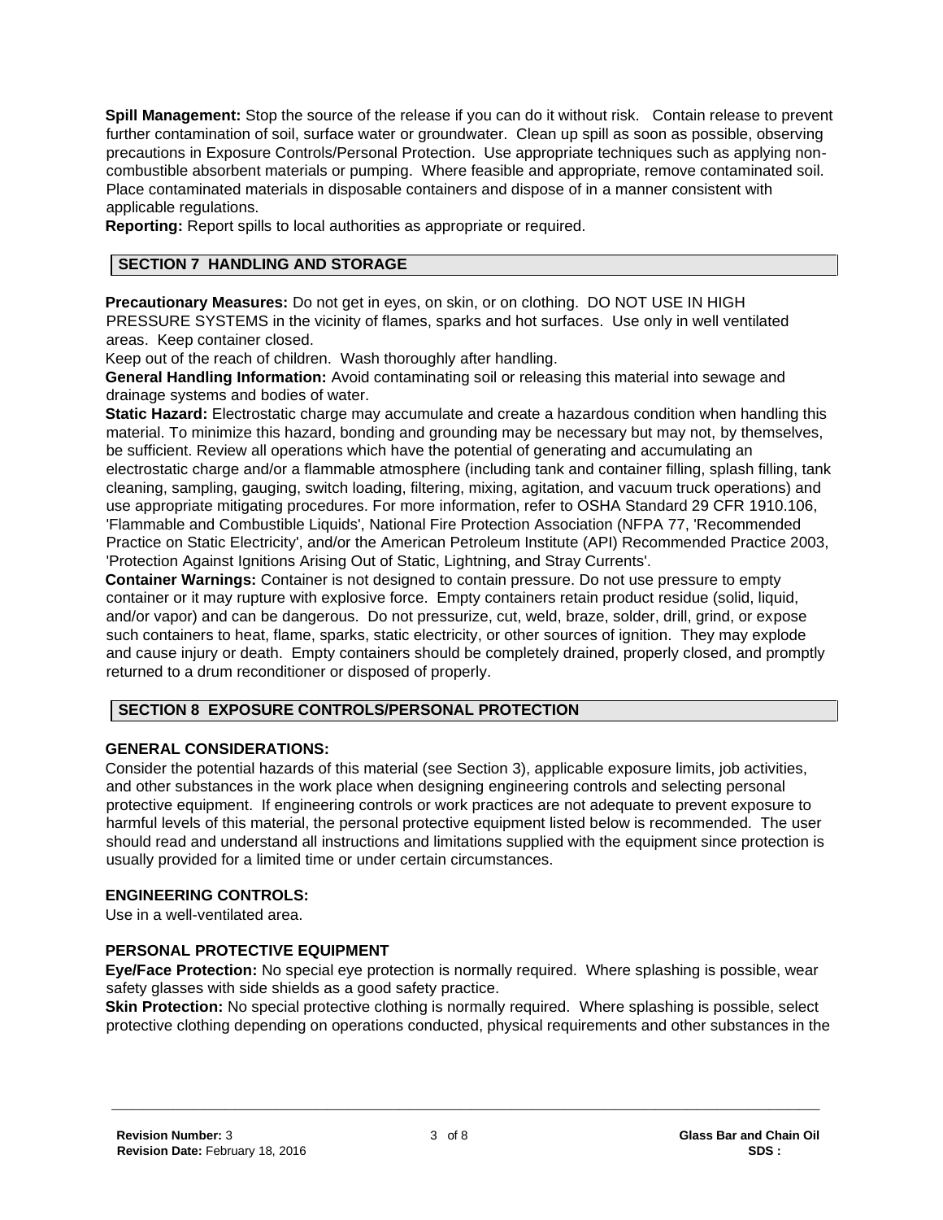**Spill Management:** Stop the source of the release if you can do it without risk. Contain release to prevent further contamination of soil, surface water or groundwater. Clean up spill as soon as possible, observing precautions in Exposure Controls/Personal Protection. Use appropriate techniques such as applying non-combustible absorbent materials or pumping. Where feasible and appropriate, remove contaminated soil. Place contaminated materials in disposable containers and dispose of in a manner consistent with applicable regulations.

**Reporting:** Report spills to local authorities as appropriate or required.

## SECTION 7 HANDLING AND STORAGE

**Precautionary Measures:** Do not get in eyes, on skin, or on clothing. DO NOT USE IN HIGH PRESSURE SYSTEMS in the vicinity of flames, sparks and hot surfaces. Use only in well ventilated areas. Keep container closed.

Keep out of the reach of children. Wash thoroughly after handling.

**General Handling Information:** Avoid contaminating soil or releasing this material into sewage and drainage systems and bodies of water.

**Static Hazard:** Electrostatic charge may accumulate and create a hazardous condition when handling this material. To minimize this hazard, bonding and grounding may be necessary but may not, by themselves, be sufficient. Review all operations which have the potential of generating and accumulating an electrostatic charge and/or a flammable atmosphere (including tank and container filling, splash filling, tank cleaning, sampling, gauging, switch loading, filtering, mixing, agitation, and vacuum truck operations) and use appropriate mitigating procedures. For more information, refer to OSHA Standard 29 CFR 1910.106, 'Flammable and Combustible Liquids', National Fire Protection Association (NFPA 77, 'Recommended Practice on Static Electricity', and/or the American Petroleum Institute (API) Recommended Practice 2003, 'Protection Against Ignitions Arising Out of Static, Lightning, and Stray Currents'.

**Container Warnings:** Container is not designed to contain pressure. Do not use pressure to empty container or it may rupture with explosive force. Empty containers retain product residue (solid, liquid, and/or vapor) and can be dangerous. Do not pressurize, cut, weld, braze, solder, drill, grind, or expose such containers to heat, flame, sparks, static electricity, or other sources of ignition. They may explode and cause injury or death. Empty containers should be completely drained, properly closed, and promptly returned to a drum reconditioner or disposed of properly.

## SECTION 8 EXPOSURE CONTROLS/PERSONAL PROTECTION

### GENERAL CONSIDERATIONS:

Consider the potential hazards of this material (see Section 3), applicable exposure limits, job activities, and other substances in the work place when designing engineering controls and selecting personal protective equipment. If engineering controls or work practices are not adequate to prevent exposure to harmful levels of this material, the personal protective equipment listed below is recommended. The user should read and understand all instructions and limitations supplied with the equipment since protection is usually provided for a limited time or under certain circumstances.

### ENGINEERING CONTROLS:

Use in a well-ventilated area.

### PERSONAL PROTECTIVE EQUIPMENT

**Eye/Face Protection:** No special eye protection is normally required. Where splashing is possible, wear safety glasses with side shields as a good safety practice.

**Skin Protection:** No special protective clothing is normally required. Where splashing is possible, select protective clothing depending on operations conducted, physical requirements and other substances in the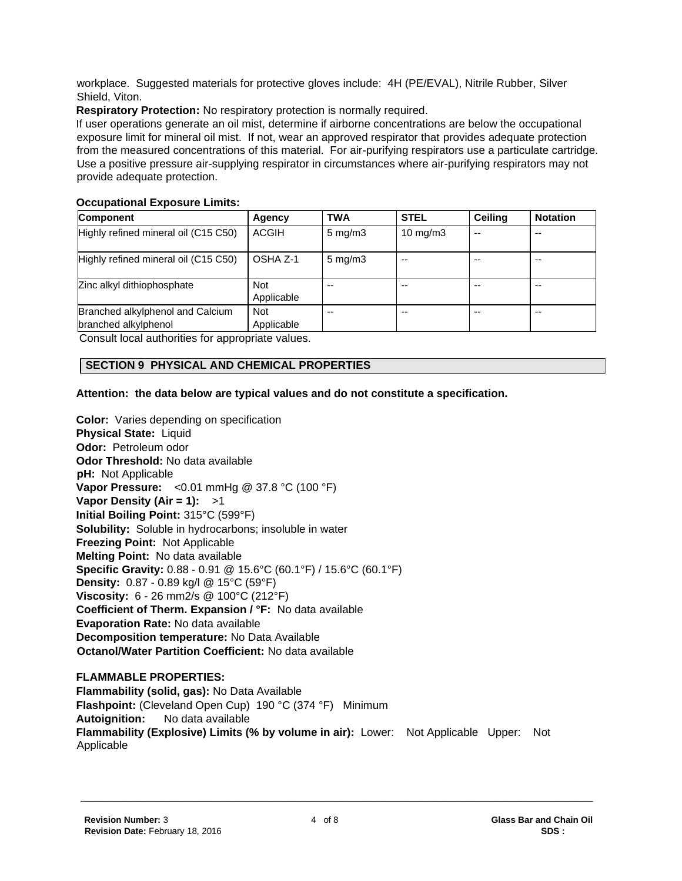workplace. Suggested materials for protective gloves include: 4H (PE/EVAL), Nitrile Rubber, Silver Shield, Viton.

**Respiratory Protection:** No respiratory protection is normally required.

If user operations generate an oil mist, determine if airborne concentrations are below the occupational exposure limit for mineral oil mist. If not, wear an approved respirator that provides adequate protection from the measured concentrations of this material. For air-purifying respirators use a particulate cartridge. Use a positive pressure air-supplying respirator in circumstances where air-purifying respirators may not provide adequate protection.

**Occupational Exposure Limits:**

| Component | Agency | TWA | STEL | Ceiling | Notation |
|---|---|---|---|---|---|
| Highly refined mineral oil (C15 C50) | ACGIH | 5 mg/m3 | 10 mg/m3 | -- | -- |
| Highly refined mineral oil (C15 C50) | OSHA Z-1 | 5 mg/m3 | -- | -- | -- |
| Zinc alkyl dithiophosphate | Not Applicable | -- | -- | -- | -- |
| Branched alkylphenol and Calcium branched alkylphenol | Not Applicable | -- | -- | -- | -- |

Consult local authorities for appropriate values.

## SECTION 9 PHYSICAL AND CHEMICAL PROPERTIES

**Attention: the data below are typical values and do not constitute a specification.**

**Color:** Varies depending on specification
**Physical State:** Liquid
**Odor:** Petroleum odor
**Odor Threshold:** No data available
**pH:** Not Applicable
**Vapor Pressure:** <0.01 mmHg @ 37.8 °C (100 °F)
**Vapor Density (Air = 1):** >1
**Initial Boiling Point:** 315°C (599°F)
**Solubility:** Soluble in hydrocarbons; insoluble in water
**Freezing Point:** Not Applicable
**Melting Point:** No data available
**Specific Gravity:** 0.88 - 0.91 @ 15.6°C (60.1°F) / 15.6°C (60.1°F)
**Density:** 0.87 - 0.89 kg/l @ 15°C (59°F)
**Viscosity:** 6 - 26 mm2/s @ 100°C (212°F)
**Coefficient of Therm. Expansion / °F:** No data available
**Evaporation Rate:** No data available
**Decomposition temperature:** No Data Available
**Octanol/Water Partition Coefficient:** No data available

**FLAMMABLE PROPERTIES:**
**Flammability (solid, gas):** No Data Available
**Flashpoint:** (Cleveland Open Cup) 190 °C (374 °F) Minimum
**Autoignition:** No data available
**Flammability (Explosive) Limits (% by volume in air):** Lower: Not Applicable Upper: Not Applicable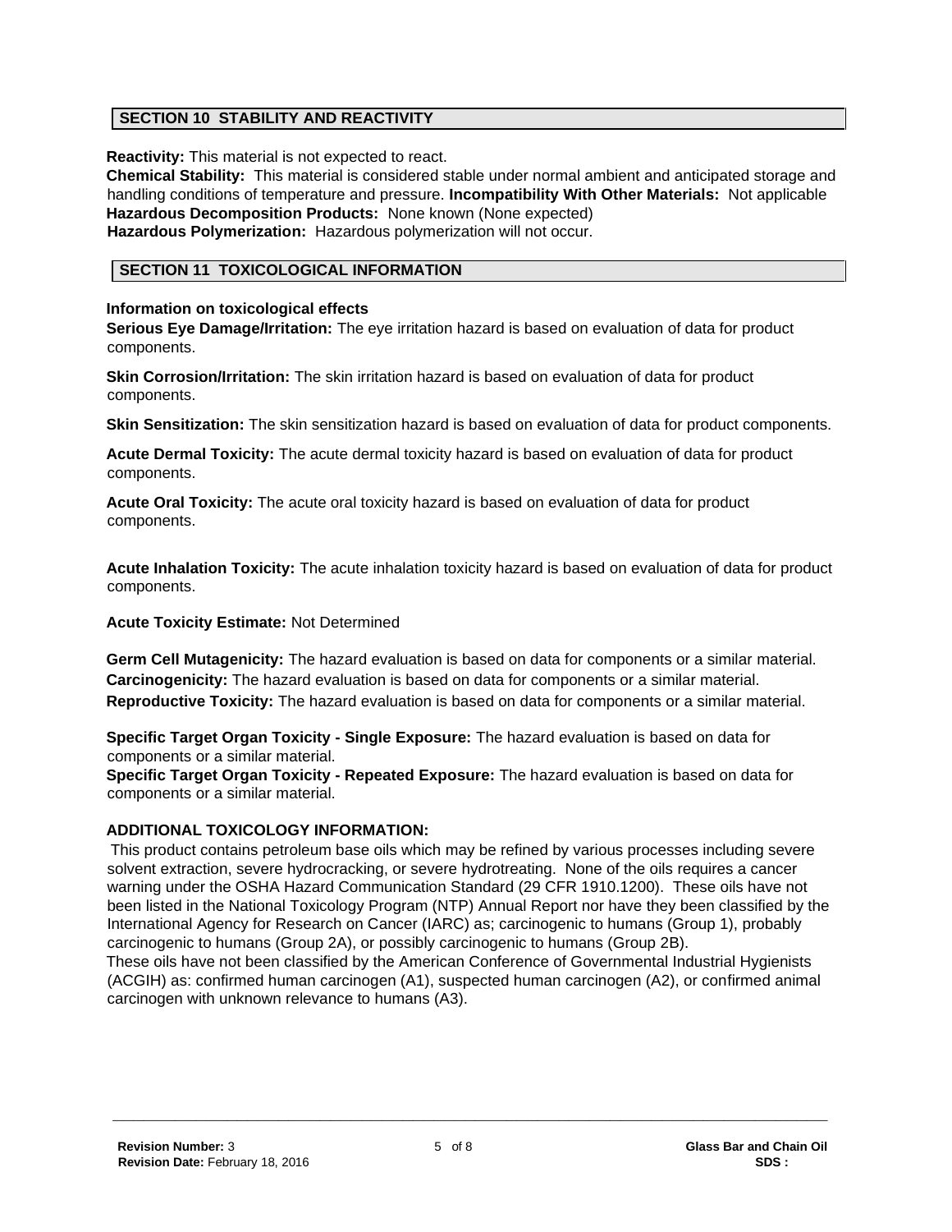## SECTION 10 STABILITY AND REACTIVITY

**Reactivity:** This material is not expected to react.

**Chemical Stability:** This material is considered stable under normal ambient and anticipated storage and handling conditions of temperature and pressure. **Incompatibility With Other Materials:** Not applicable

**Hazardous Decomposition Products:** None known (None expected)

**Hazardous Polymerization:** Hazardous polymerization will not occur.

## SECTION 11 TOXICOLOGICAL INFORMATION

**Information on toxicological effects**

**Serious Eye Damage/Irritation:** The eye irritation hazard is based on evaluation of data for product components.

**Skin Corrosion/Irritation:** The skin irritation hazard is based on evaluation of data for product components.

**Skin Sensitization:** The skin sensitization hazard is based on evaluation of data for product components.

**Acute Dermal Toxicity:** The acute dermal toxicity hazard is based on evaluation of data for product components.

**Acute Oral Toxicity:** The acute oral toxicity hazard is based on evaluation of data for product components.

**Acute Inhalation Toxicity:** The acute inhalation toxicity hazard is based on evaluation of data for product components.

**Acute Toxicity Estimate:** Not Determined

**Germ Cell Mutagenicity:** The hazard evaluation is based on data for components or a similar material.

**Carcinogenicity:** The hazard evaluation is based on data for components or a similar material.

**Reproductive Toxicity:** The hazard evaluation is based on data for components or a similar material.

**Specific Target Organ Toxicity - Single Exposure:** The hazard evaluation is based on data for components or a similar material.

**Specific Target Organ Toxicity - Repeated Exposure:** The hazard evaluation is based on data for components or a similar material.

**ADDITIONAL TOXICOLOGY INFORMATION:**

This product contains petroleum base oils which may be refined by various processes including severe solvent extraction, severe hydrocracking, or severe hydrotreating. None of the oils requires a cancer warning under the OSHA Hazard Communication Standard (29 CFR 1910.1200). These oils have not been listed in the National Toxicology Program (NTP) Annual Report nor have they been classified by the International Agency for Research on Cancer (IARC) as; carcinogenic to humans (Group 1), probably carcinogenic to humans (Group 2A), or possibly carcinogenic to humans (Group 2B).

These oils have not been classified by the American Conference of Governmental Industrial Hygienists (ACGIH) as: confirmed human carcinogen (A1), suspected human carcinogen (A2), or confirmed animal carcinogen with unknown relevance to humans (A3).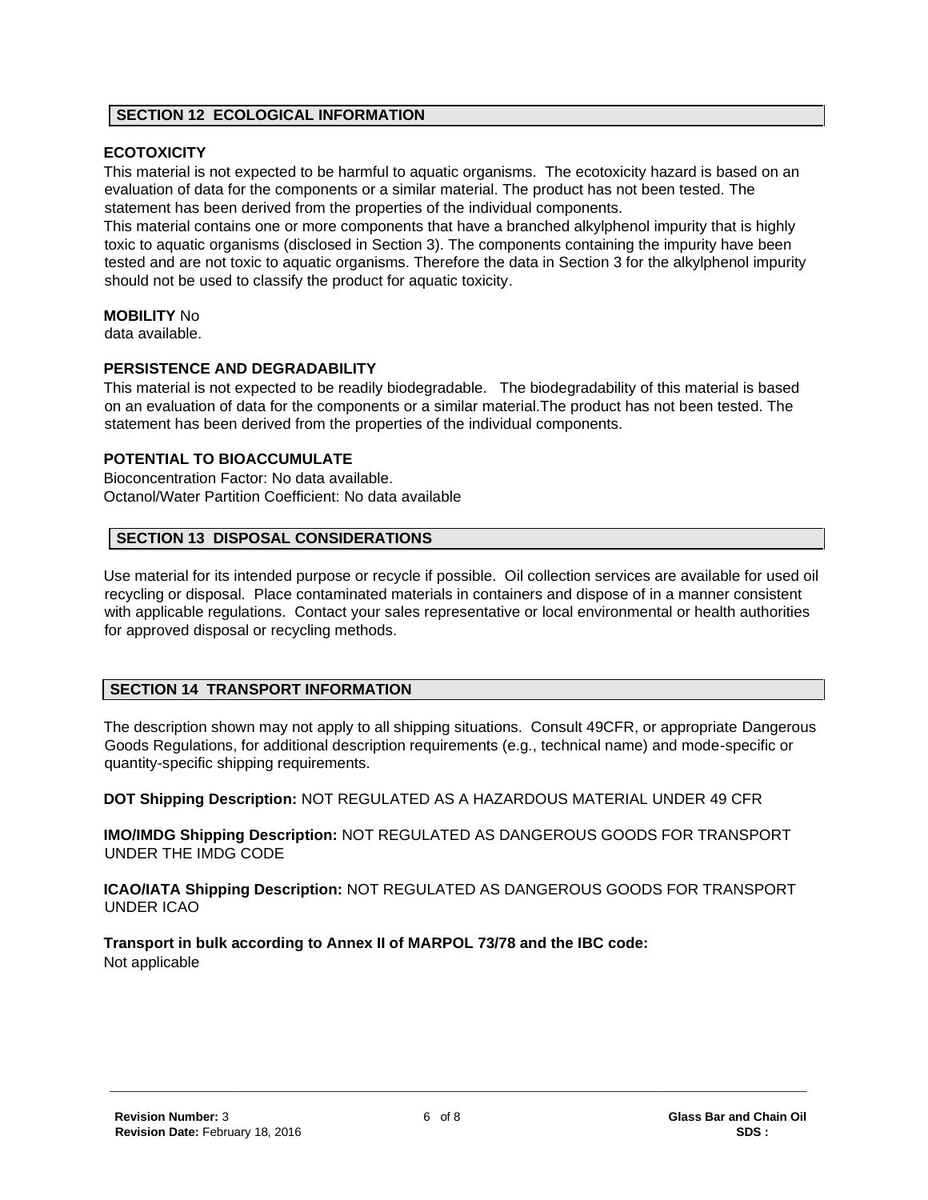## SECTION 12 ECOLOGICAL INFORMATION

**ECOTOXICITY**

This material is not expected to be harmful to aquatic organisms. The ecotoxicity hazard is based on an evaluation of data for the components or a similar material. The product has not been tested. The statement has been derived from the properties of the individual components.

This material contains one or more components that have a branched alkylphenol impurity that is highly toxic to aquatic organisms (disclosed in Section 3). The components containing the impurity have been tested and are not toxic to aquatic organisms. Therefore the data in Section 3 for the alkylphenol impurity should not be used to classify the product for aquatic toxicity.

**MOBILITY** No data available.

**PERSISTENCE AND DEGRADABILITY**

This material is not expected to be readily biodegradable. The biodegradability of this material is based on an evaluation of data for the components or a similar material.The product has not been tested. The statement has been derived from the properties of the individual components.

**POTENTIAL TO BIOACCUMULATE**

Bioconcentration Factor: No data available.
Octanol/Water Partition Coefficient: No data available

## SECTION 13 DISPOSAL CONSIDERATIONS

Use material for its intended purpose or recycle if possible. Oil collection services are available for used oil recycling or disposal. Place contaminated materials in containers and dispose of in a manner consistent with applicable regulations. Contact your sales representative or local environmental or health authorities for approved disposal or recycling methods.

## SECTION 14 TRANSPORT INFORMATION

The description shown may not apply to all shipping situations. Consult 49CFR, or appropriate Dangerous Goods Regulations, for additional description requirements (e.g., technical name) and mode-specific or quantity-specific shipping requirements.

**DOT Shipping Description:** NOT REGULATED AS A HAZARDOUS MATERIAL UNDER 49 CFR

**IMO/IMDG Shipping Description:** NOT REGULATED AS DANGEROUS GOODS FOR TRANSPORT UNDER THE IMDG CODE

**ICAO/IATA Shipping Description:** NOT REGULATED AS DANGEROUS GOODS FOR TRANSPORT UNDER ICAO

**Transport in bulk according to Annex II of MARPOL 73/78 and the IBC code:**
Not applicable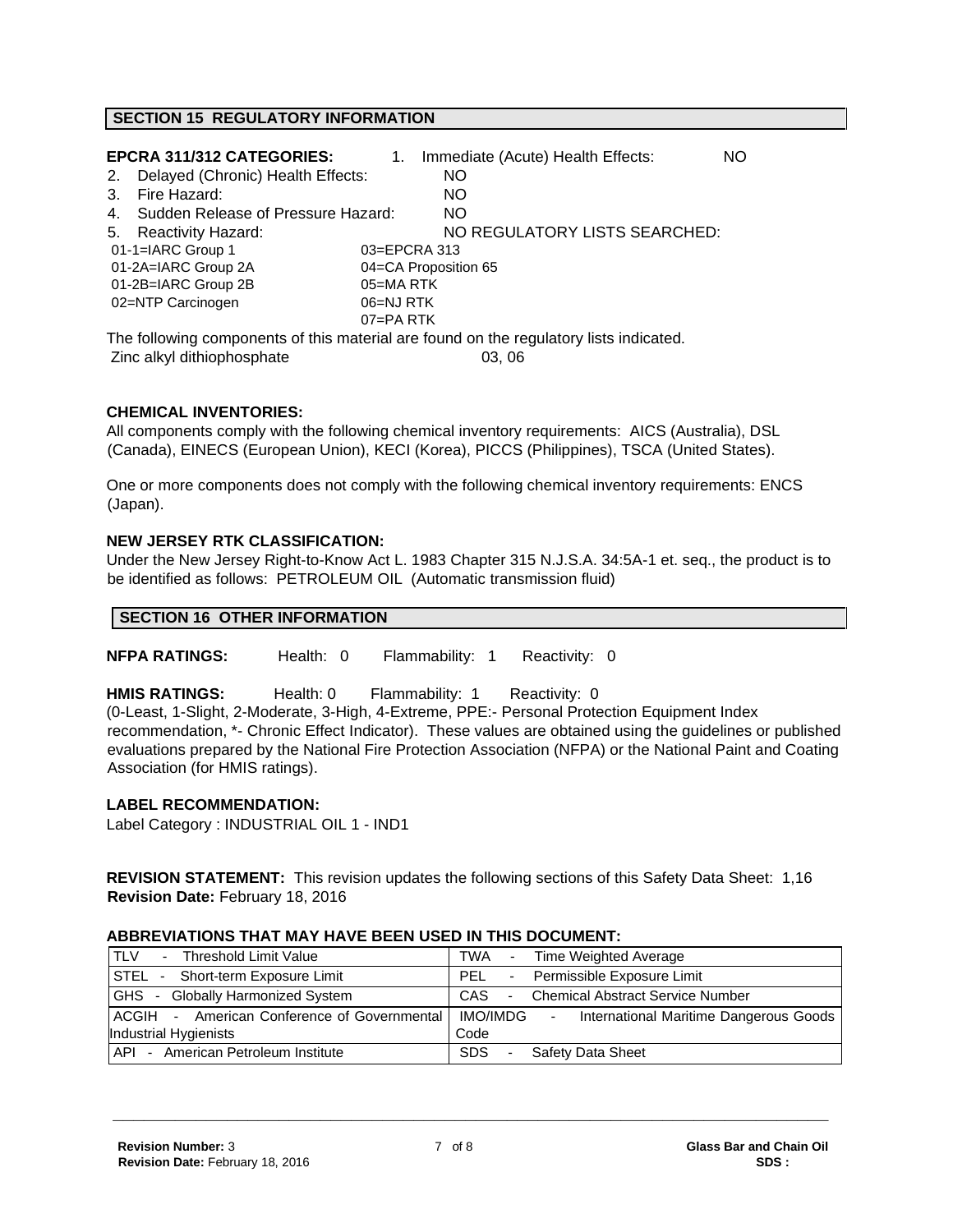## SECTION 15 REGULATORY INFORMATION

**EPCRA 311/312 CATEGORIES:**

1. Immediate (Acute) Health Effects: NO
2. Delayed (Chronic) Health Effects: NO
3. Fire Hazard: NO
4. Sudden Release of Pressure Hazard: NO
5. Reactivity Hazard: NO

REGULATORY LISTS SEARCHED:

| | |
|---|---|
| 01-1=IARC Group 1 | 03=EPCRA 313 |
| 01-2A=IARC Group 2A | 04=CA Proposition 65 |
| 01-2B=IARC Group 2B | 05=MA RTK |
| 02=NTP Carcinogen | 06=NJ RTK |
| | 07=PA RTK |

The following components of this material are found on the regulatory lists indicated.

| | |
|---|---|
| Zinc alkyl dithiophosphate | 03, 06 |

**CHEMICAL INVENTORIES:**

All components comply with the following chemical inventory requirements: AICS (Australia), DSL (Canada), EINECS (European Union), KECI (Korea), PICCS (Philippines), TSCA (United States).

One or more components does not comply with the following chemical inventory requirements: ENCS (Japan).

**NEW JERSEY RTK CLASSIFICATION:**

Under the New Jersey Right-to-Know Act L. 1983 Chapter 315 N.J.S.A. 34:5A-1 et. seq., the product is to be identified as follows: PETROLEUM OIL (Automatic transmission fluid)

## SECTION 16 OTHER INFORMATION

**NFPA RATINGS:** Health: 0 Flammability: 1 Reactivity: 0

**HMIS RATINGS:** Health: 0 Flammability: 1 Reactivity: 0

(0-Least, 1-Slight, 2-Moderate, 3-High, 4-Extreme, PPE:- Personal Protection Equipment Index recommendation, *- Chronic Effect Indicator). These values are obtained using the guidelines or published evaluations prepared by the National Fire Protection Association (NFPA) or the National Paint and Coating Association (for HMIS ratings).

**LABEL RECOMMENDATION:**

Label Category : INDUSTRIAL OIL 1 - IND1

**REVISION STATEMENT:** This revision updates the following sections of this Safety Data Sheet: 1,16
**Revision Date:** February 18, 2016

**ABBREVIATIONS THAT MAY HAVE BEEN USED IN THIS DOCUMENT:**

| | |
|---|---|
| TLV - Threshold Limit Value | TWA - Time Weighted Average |
| STEL - Short-term Exposure Limit | PEL - Permissible Exposure Limit |
| GHS - Globally Harmonized System | CAS - Chemical Abstract Service Number |
| ACGIH - American Conference of Governmental Industrial Hygienists | IMO/IMDG - International Maritime Dangerous Goods Code |
| API - American Petroleum Institute | SDS - Safety Data Sheet |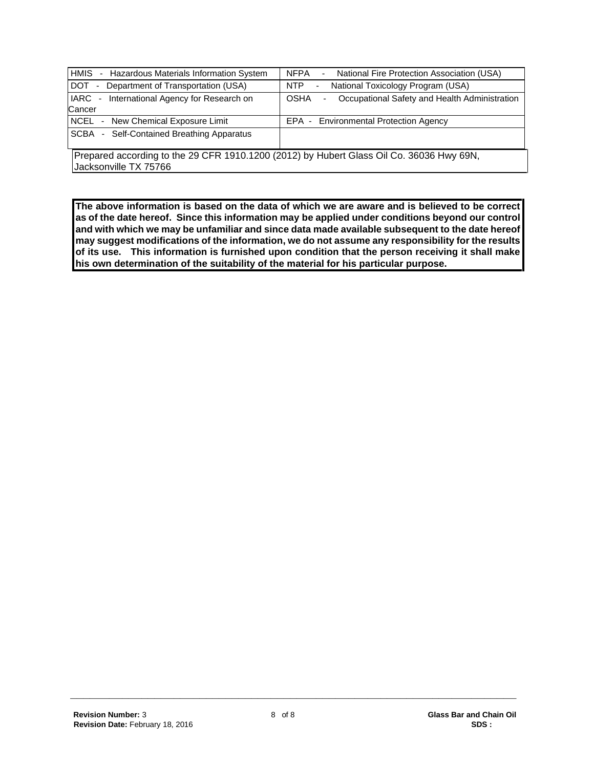| | |
|---|---|
| HMIS - Hazardous Materials Information System | NFPA - National Fire Protection Association (USA) |
| DOT - Department of Transportation (USA) | NTP - National Toxicology Program (USA) |
| IARC - International Agency for Research on Cancer | OSHA - Occupational Safety and Health Administration |
| NCEL - New Chemical Exposure Limit | EPA - Environmental Protection Agency |
| SCBA - Self-Contained Breathing Apparatus | |

Prepared according to the 29 CFR 1910.1200 (2012) by Hubert Glass Oil Co. 36036 Hwy 69N, Jacksonville TX 75766

**The above information is based on the data of which we are aware and is believed to be correct as of the date hereof. Since this information may be applied under conditions beyond our control and with which we may be unfamiliar and since data made available subsequent to the date hereof may suggest modifications of the information, we do not assume any responsibility for the results of its use. This information is furnished upon condition that the person receiving it shall make his own determination of the suitability of the material for his particular purpose.**